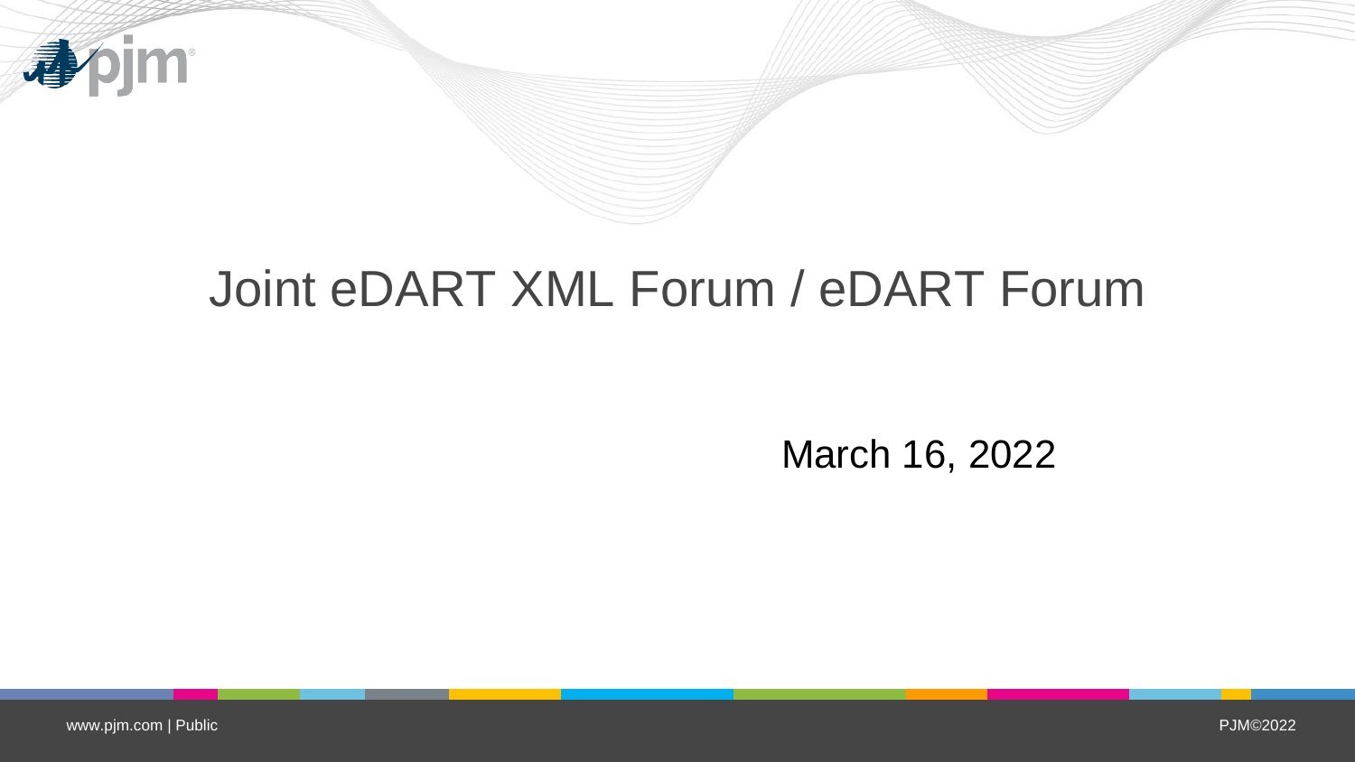# Joint eDART XML Forum / eDART Forum

March 16, 2022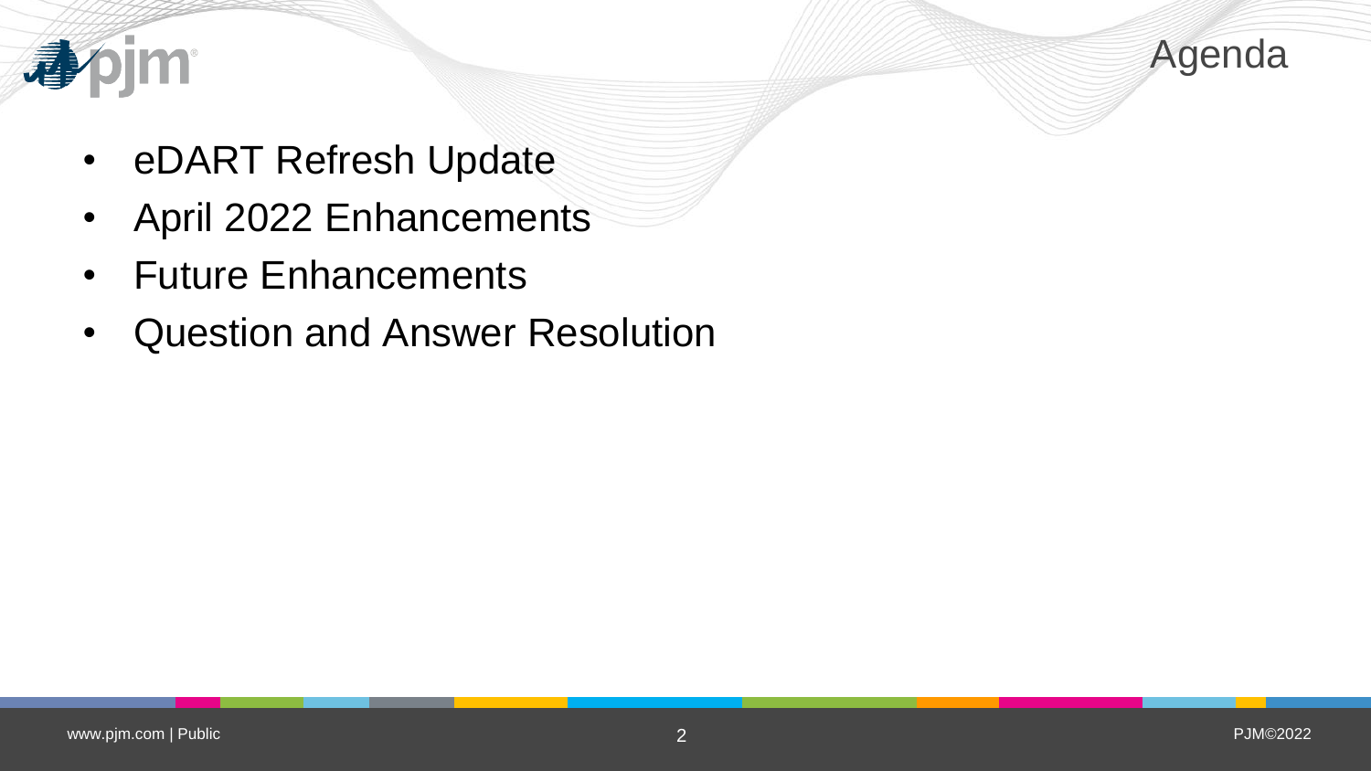# Agenda

- eDART Refresh Update
- April 2022 Enhancements
- Future Enhancements
- Question and Answer Resolution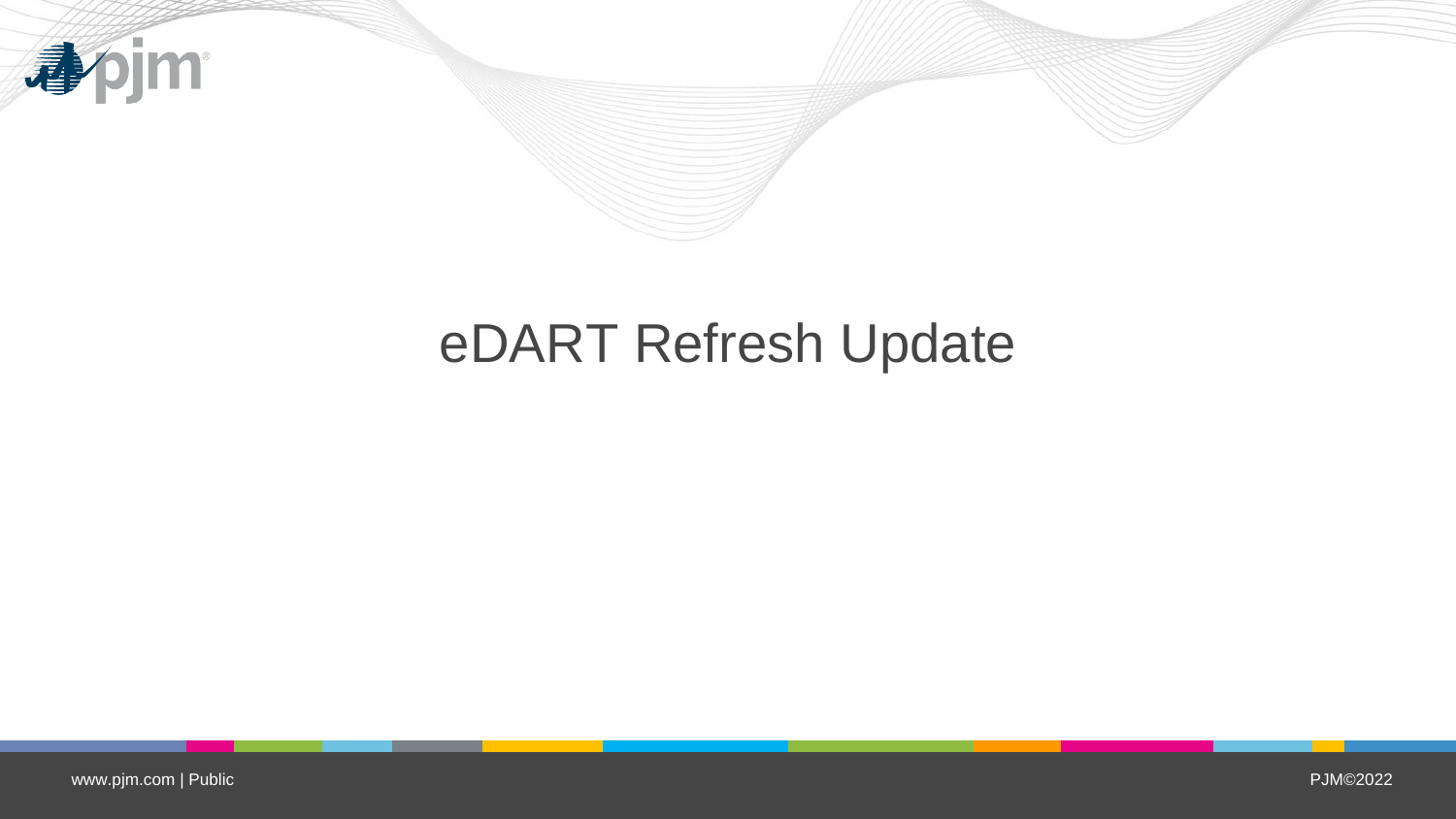# eDART Refresh Update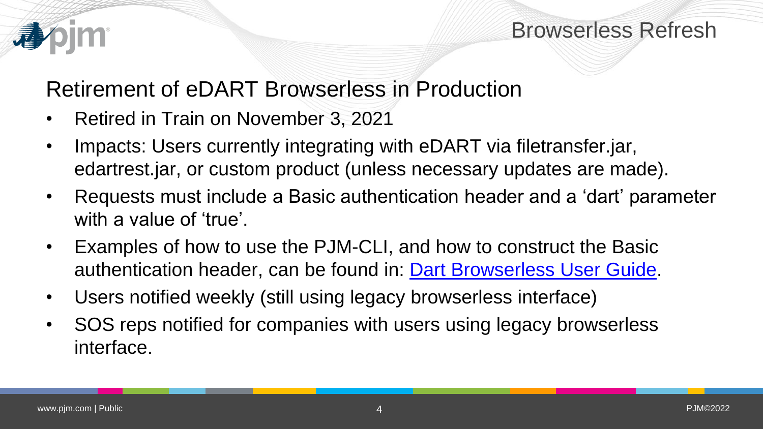# Browserless Refresh

## Retirement of eDART Browserless in Production

- Retired in Train on November 3, 2021
- Impacts: Users currently integrating with eDART via filetransfer.jar, edartrest.jar, or custom product (unless necessary updates are made).
- Requests must include a Basic authentication header and a 'dart' parameter with a value of 'true'.
- Examples of how to use the PJM-CLI, and how to construct the Basic authentication header, can be found in: Dart Browserless User Guide.
- Users notified weekly (still using legacy browserless interface)
- SOS reps notified for companies with users using legacy browserless interface.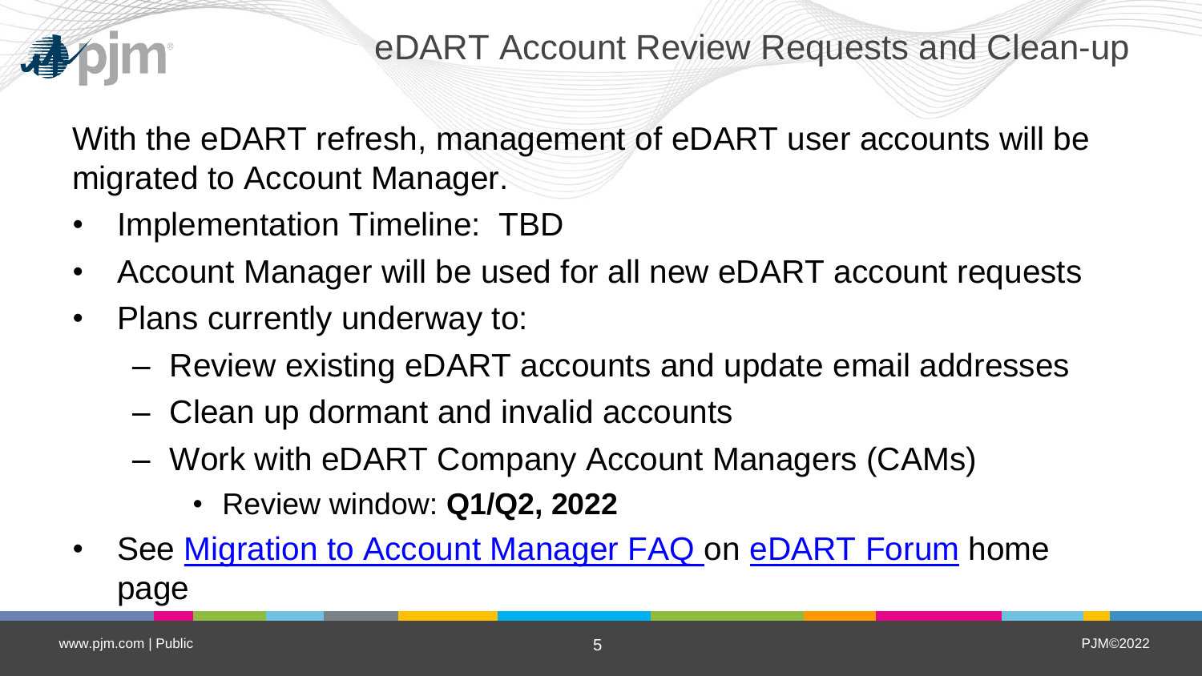# eDART Account Review Requests and Clean-up

With the eDART refresh, management of eDART user accounts will be migrated to Account Manager.

- Implementation Timeline: TBD
- Account Manager will be used for all new eDART account requests
- Plans currently underway to:
  - Review existing eDART accounts and update email addresses
  - Clean up dormant and invalid accounts
  - Work with eDART Company Account Managers (CAMs)
    - Review window: **Q1/Q2, 2022**
- See Migration to Account Manager FAQ on eDART Forum home page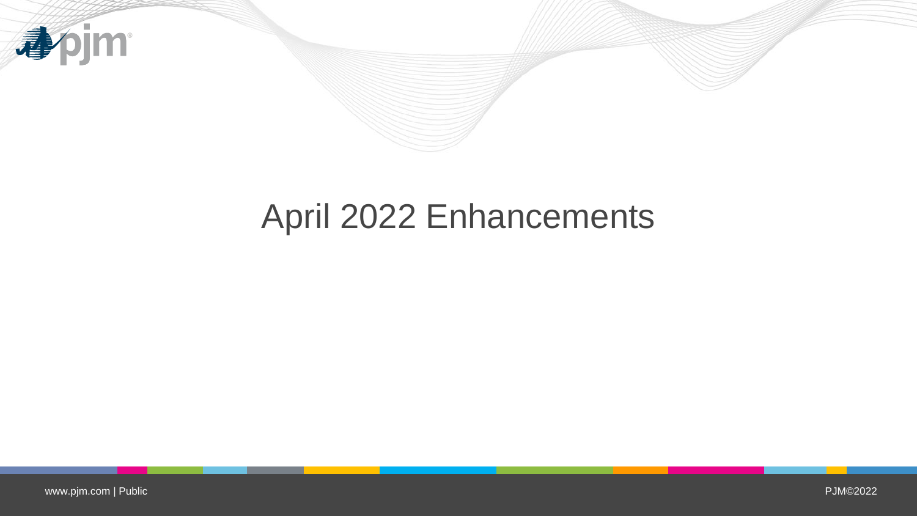# April 2022 Enhancements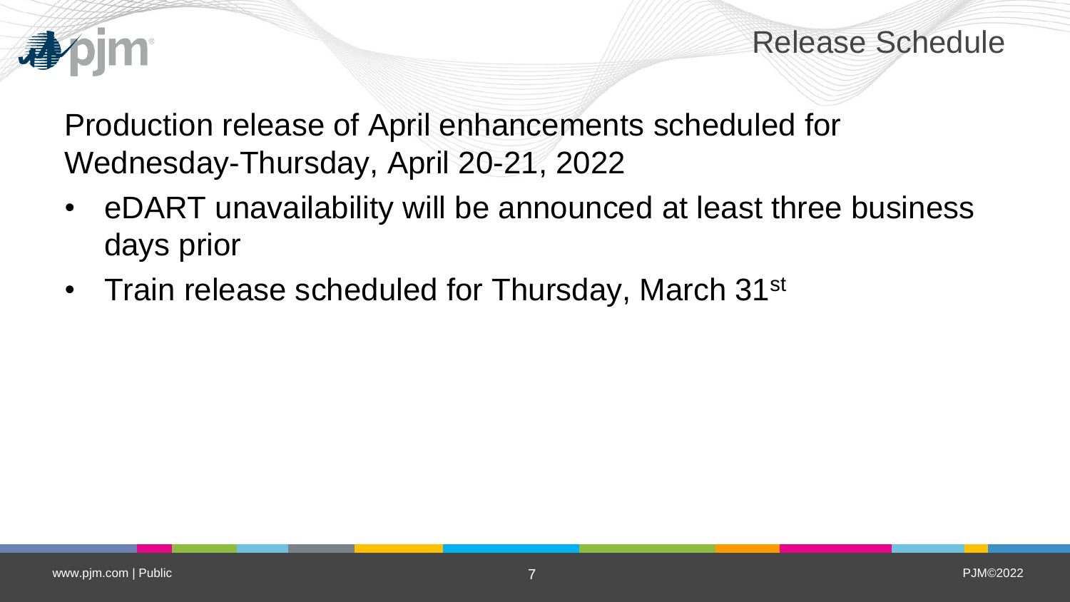# Release Schedule

Production release of April enhancements scheduled for Wednesday-Thursday, April 20-21, 2022

- eDART unavailability will be announced at least three business days prior
- Train release scheduled for Thursday, March 31st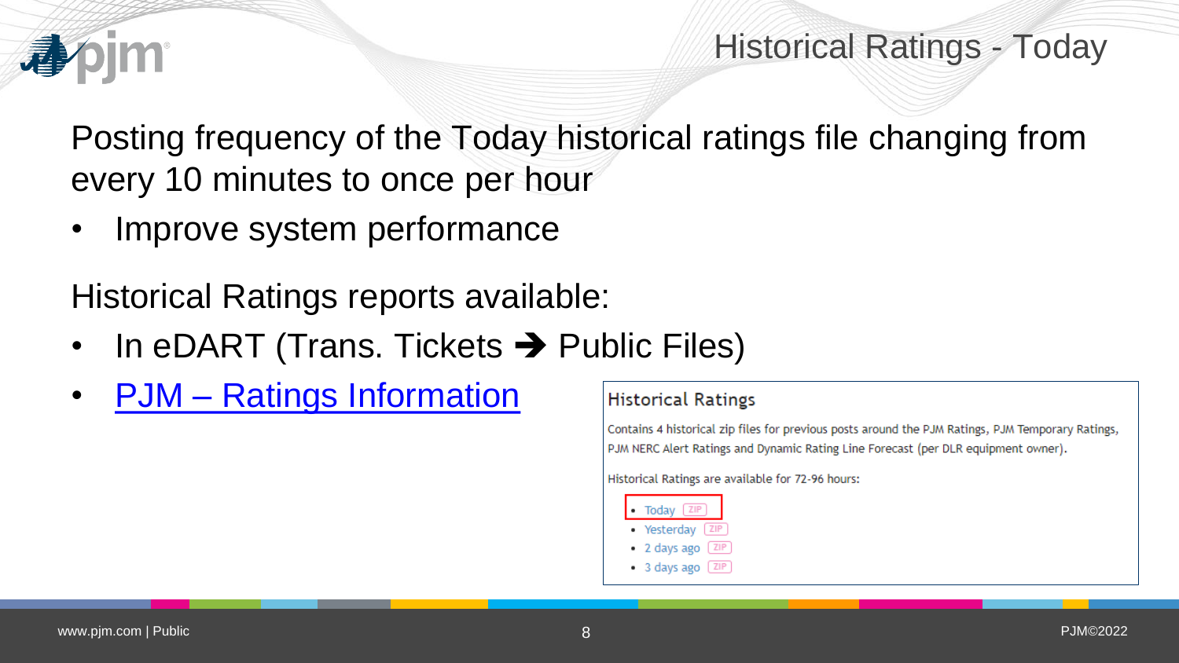# Historical Ratings - Today

Posting frequency of the Today historical ratings file changing from every 10 minutes to once per hour

- Improve system performance

Historical Ratings reports available:

- In eDART (Trans. Tickets → Public Files)
- PJM – Ratings Information

**Historical Ratings**

Contains 4 historical zip files for previous posts around the PJM Ratings, PJM Temporary Ratings, PJM NERC Alert Ratings and Dynamic Rating Line Forecast (per DLR equipment owner).

Historical Ratings are available for 72-96 hours:

- Today ZIP
- Yesterday ZIP
- 2 days ago ZIP
- 3 days ago ZIP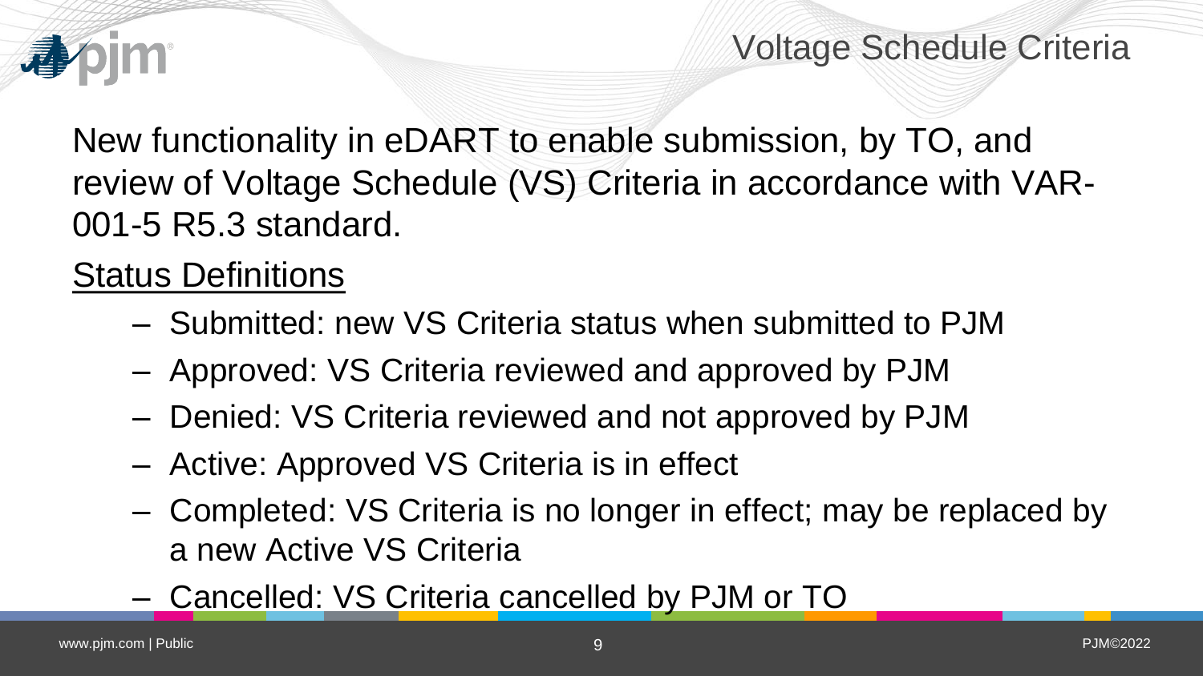# Voltage Schedule Criteria

New functionality in eDART to enable submission, by TO, and review of Voltage Schedule (VS) Criteria in accordance with VAR-001-5 R5.3 standard.

Status Definitions

- Submitted: new VS Criteria status when submitted to PJM
- Approved: VS Criteria reviewed and approved by PJM
- Denied: VS Criteria reviewed and not approved by PJM
- Active: Approved VS Criteria is in effect
- Completed: VS Criteria is no longer in effect; may be replaced by a new Active VS Criteria
- Cancelled: VS Criteria cancelled by PJM or TO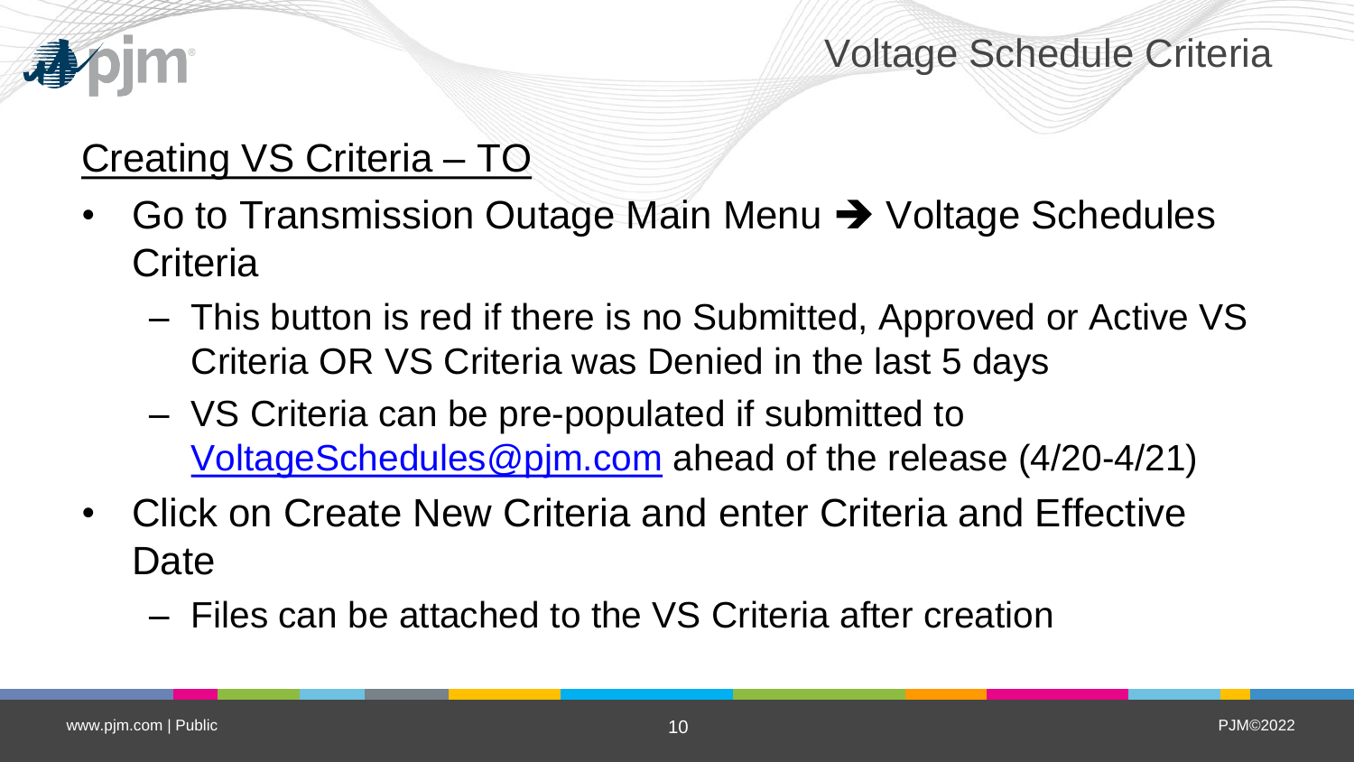# Voltage Schedule Criteria

## Creating VS Criteria – TO

- Go to Transmission Outage Main Menu ➔ Voltage Schedules Criteria
  - This button is red if there is no Submitted, Approved or Active VS Criteria OR VS Criteria was Denied in the last 5 days
  - VS Criteria can be pre-populated if submitted to VoltageSchedules@pjm.com ahead of the release (4/20-4/21)
- Click on Create New Criteria and enter Criteria and Effective Date
  - Files can be attached to the VS Criteria after creation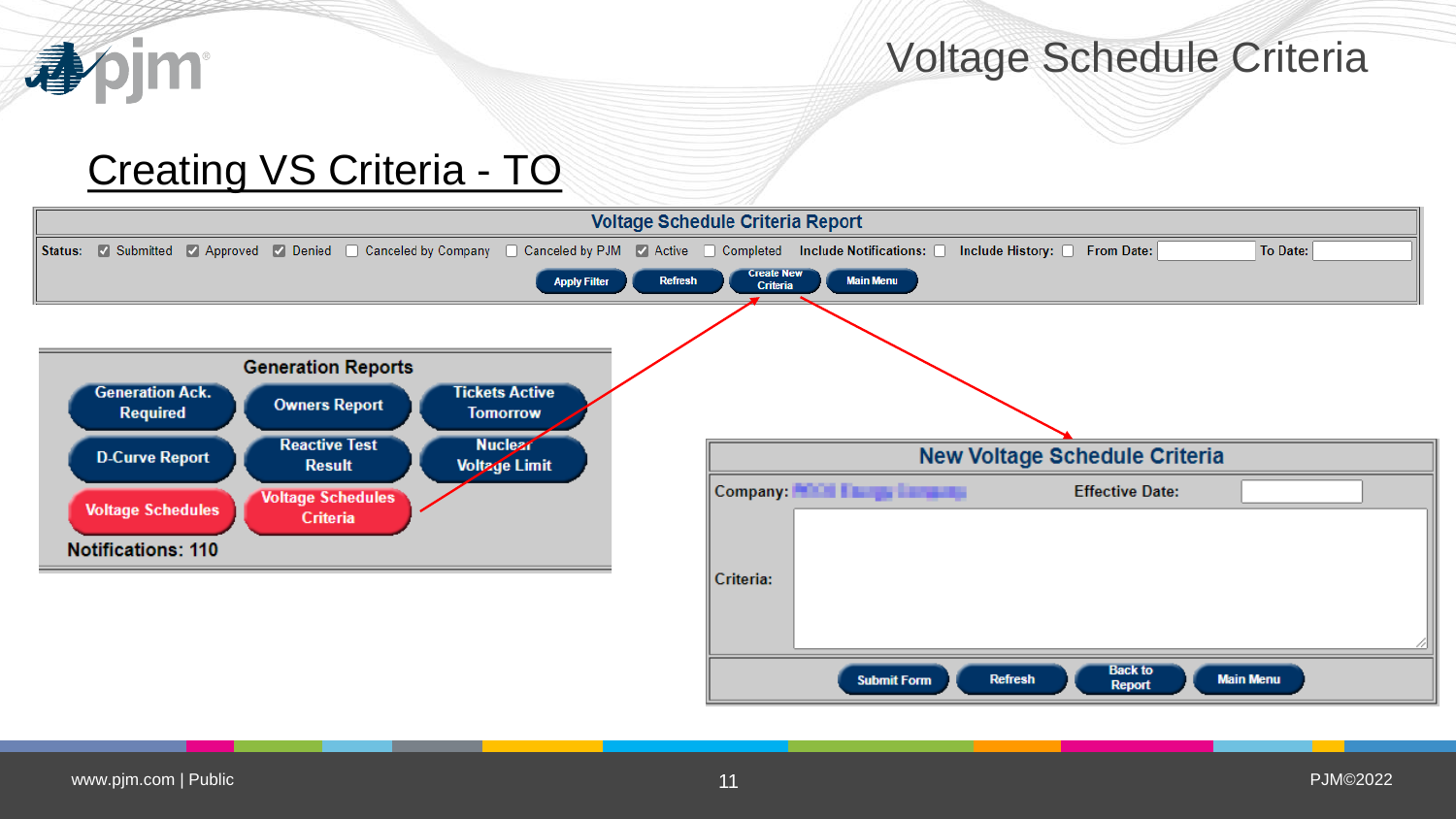# Voltage Schedule Criteria

## Creating VS Criteria - TO

**Voltage Schedule Criteria Report**

Status: ☑ Submitted ☑ Approved ☑ Denied ☐ Canceled by Company ☐ Canceled by PJM ☑ Active ☐ Completed **Include Notifications:** ☐ **Include History:** ☐ **From Date:** **To Date:**

Apply Filter | Refresh | Create New Criteria | Main Menu

**Generation Reports**

| | | |
|---|---|---|
| Generation Ack. Required | Owners Report | Tickets Active Tomorrow |
| D-Curve Report | Reactive Test Result | Nuclear Voltage Limit |
| Voltage Schedules | Voltage Schedules Criteria | |

**Notifications: 110**

**New Voltage Schedule Criteria**

Company: Effective Date:

Criteria:

Submit Form | Refresh | Back to Report | Main Menu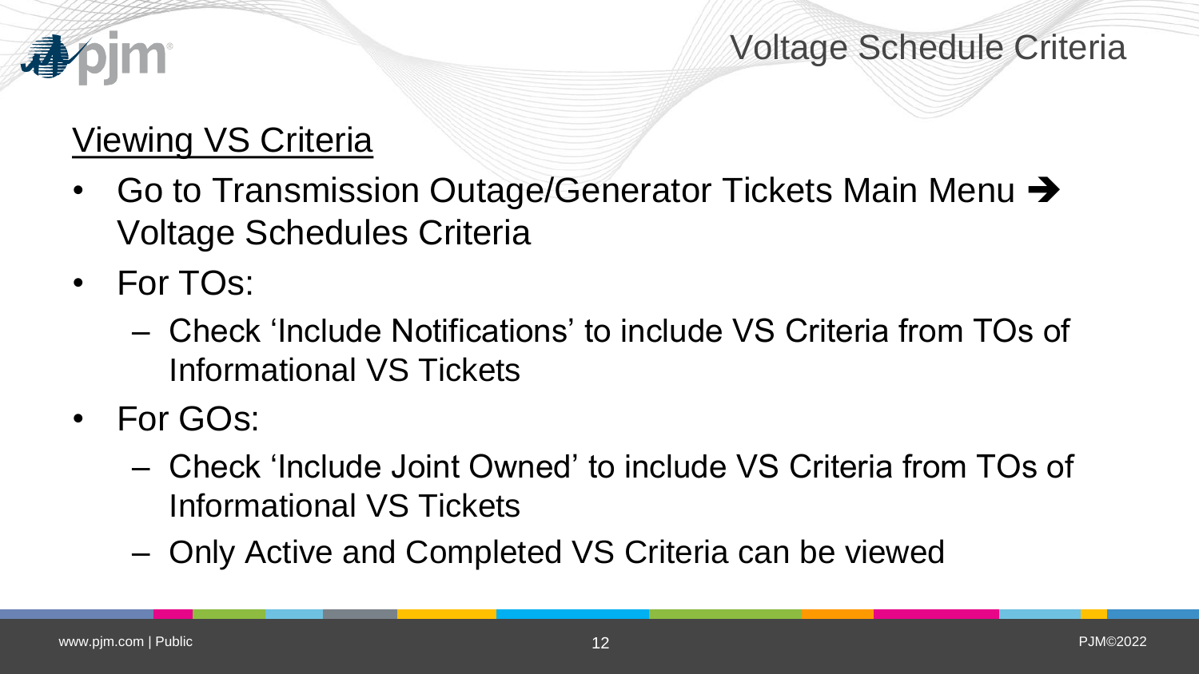# Voltage Schedule Criteria

## Viewing VS Criteria

- Go to Transmission Outage/Generator Tickets Main Menu ➔ Voltage Schedules Criteria
- For TOs:
  - Check 'Include Notifications' to include VS Criteria from TOs of Informational VS Tickets
- For GOs:
  - Check 'Include Joint Owned' to include VS Criteria from TOs of Informational VS Tickets
  - Only Active and Completed VS Criteria can be viewed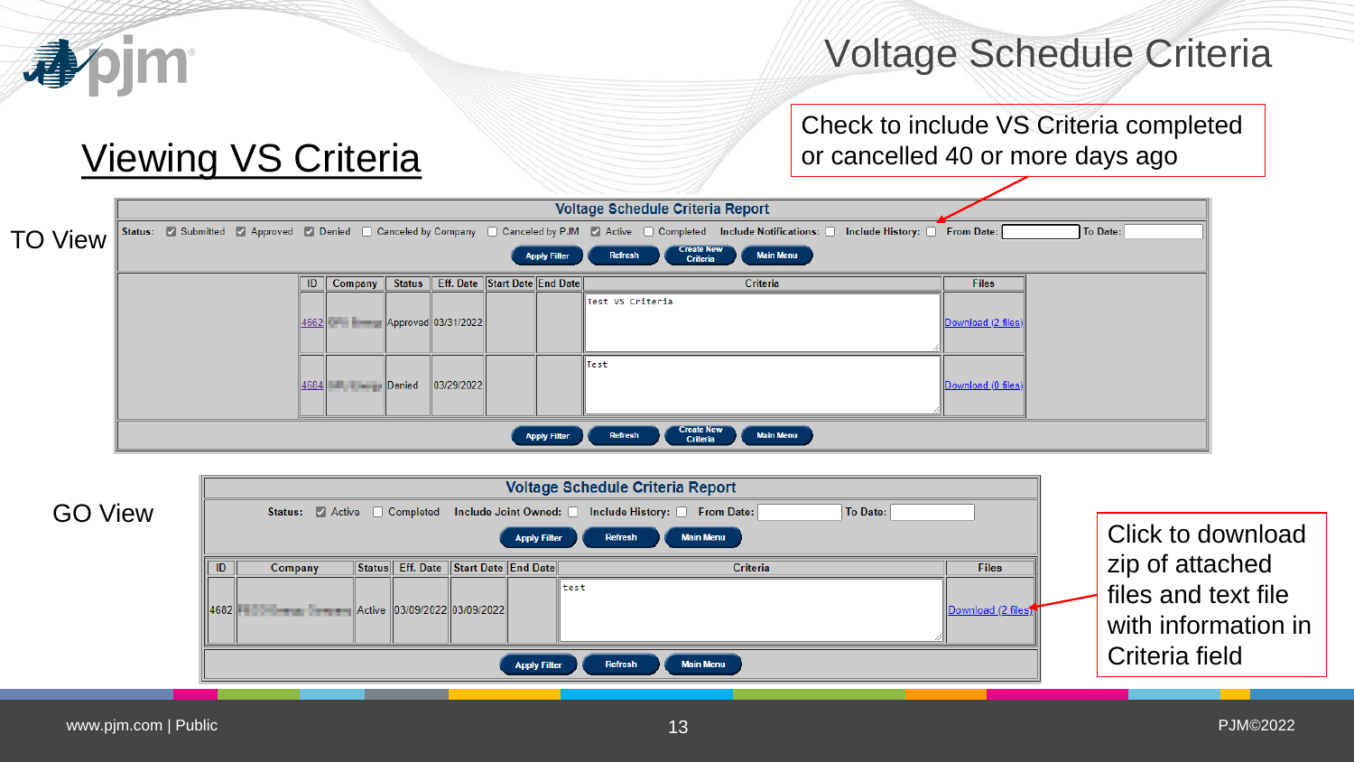# Voltage Schedule Criteria

## Viewing VS Criteria

Check to include VS Criteria completed or cancelled 40 or more days ago

### TO View

**Voltage Schedule Criteria Report**

Status: ☑ Submitted ☑ Approved ☑ Denied ☐ Canceled by Company ☐ Canceled by PJM ☑ Active ☐ Completed Include Notifications: ☐ Include History: ☐ From Date: To Date:

Apply Filter | Refresh | Create New Criteria | Main Menu

| ID | Company | Status | Eff. Date | Start Date | End Date | Criteria | Files |
|---|---|---|---|---|---|---|---|
| 4662 | | Approved | 03/31/2022 | | | Test VS Criteria | Download (2 files) |
| 4684 | | Denied | 03/29/2022 | | | Test | Download (0 files) |

Apply Filter | Refresh | Create New Criteria | Main Menu

### GO View

**Voltage Schedule Criteria Report**

Status: ☑ Active ☐ Completed Include Joint Owned: ☐ Include History: ☐ From Date: To Date:

Apply Filter | Refresh | Main Menu

| ID | Company | Status | Eff. Date | Start Date | End Date | Criteria | Files |
|---|---|---|---|---|---|---|---|
| 4682 | | Active | 03/09/2022 | 03/09/2022 | | test | Download (2 files) |

Apply Filter | Refresh | Main Menu

Click to download zip of attached files and text file with information in Criteria field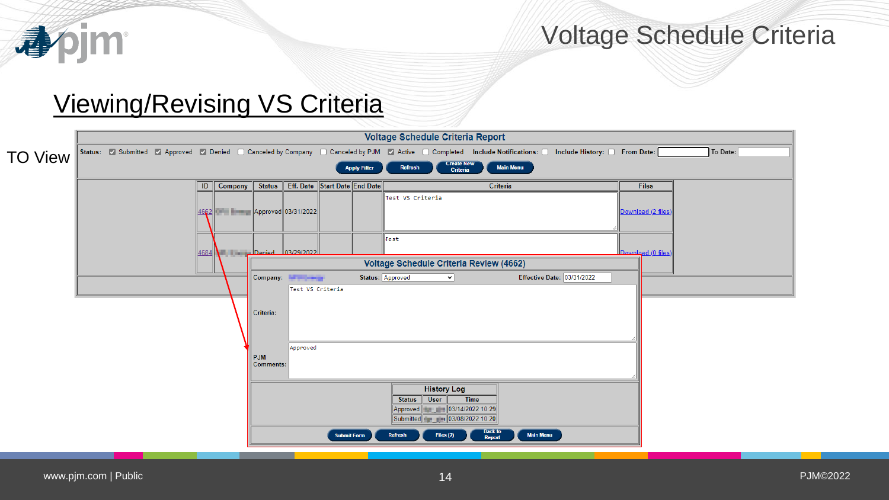# Voltage Schedule Criteria

## Viewing/Revising VS Criteria

TO View

**Voltage Schedule Criteria Report**

Status: ☑ Submitted ☑ Approved ☑ Denied ☐ Canceled by Company ☐ Canceled by PJM ☑ Active ☐ Completed Include Notifications: ☐ Include History: ☐ From Date: To Date:

Apply Filter | Refresh | Create New Criteria | Main Menu

| ID | Company | Status | Eff. Date | Start Date | End Date | Criteria | Files |
|---|---|---|---|---|---|---|---|
| 4662 | | Approved | 03/31/2022 | | | Test VS Criteria | Download (2 files) |
| 4664 | | Denied | 03/29/2022 | | | Test | Download (0 files) |

**Voltage Schedule Criteria Review (4662)**

Company: Status: Approved Effective Date: 03/31/2022

Criteria: Test VS Criteria

PJM Comments: Approved

**History Log**

| Status | User | Time |
|---|---|---|
| Approved | | 03/14/2022 10:29 |
| Submitted | | 03/08/2022 10:20 |

Submit Form | Refresh | Files (2) | Back to Report | Main Menu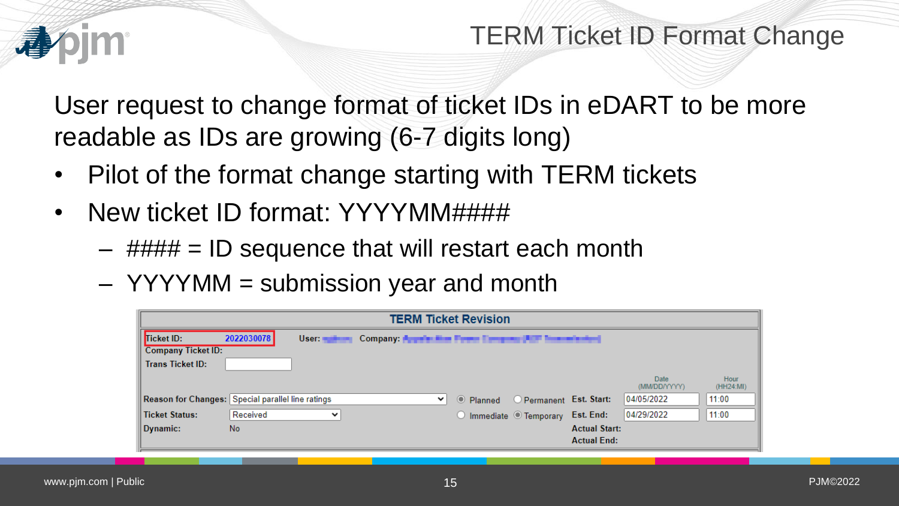# TERM Ticket ID Format Change

User request to change format of ticket IDs in eDART to be more readable as IDs are growing (6-7 digits long)

- Pilot of the format change starting with TERM tickets
- New ticket ID format: YYYYMM####
  - #### = ID sequence that will restart each month
  - YYYYMM = submission year and month

**TERM Ticket Revision**

| | | | | | | |
|---|---|---|---|---|---|---|
| Ticket ID: | 2022030078 | User: | Company: | | | |
| Company Ticket ID: | | | | | | |
| Trans Ticket ID: | | | | | | |
| | | | | | Date (MM/DD/YYYY) | Hour (HH24:MI) |
| Reason for Changes: | Special parallel line ratings | ◉ Planned | ○ Permanent | Est. Start: | 04/05/2022 | 11:00 |
| Ticket Status: | Received | ○ Immediate | ◉ Temporary | Est. End: | 04/29/2022 | 11:00 |
| Dynamic: | No | | | Actual Start: | | |
| | | | | Actual End: | | |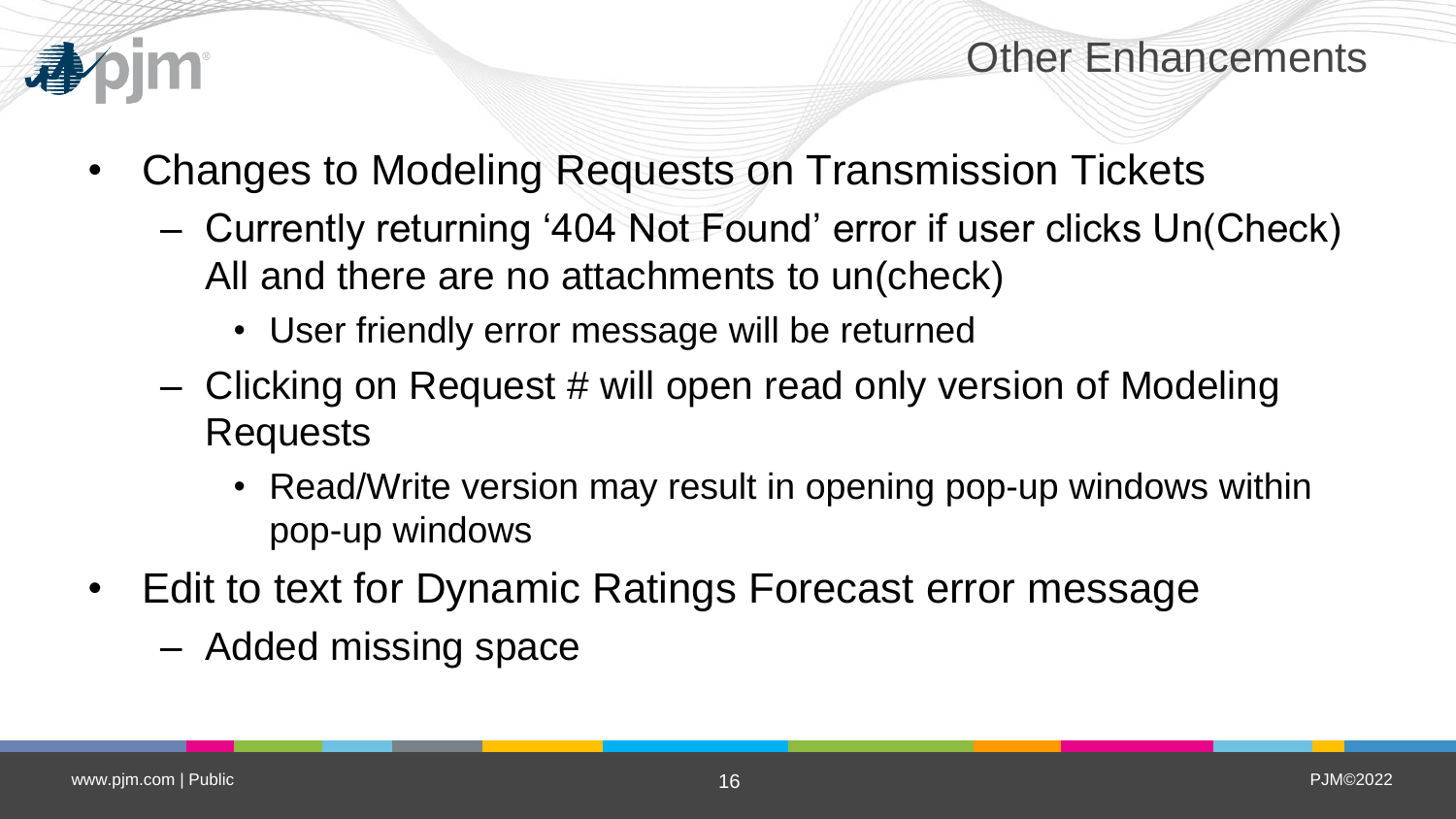# Other Enhancements

- Changes to Modeling Requests on Transmission Tickets
  - Currently returning '404 Not Found' error if user clicks Un(Check) All and there are no attachments to un(check)
    - User friendly error message will be returned
  - Clicking on Request # will open read only version of Modeling Requests
    - Read/Write version may result in opening pop-up windows within pop-up windows
- Edit to text for Dynamic Ratings Forecast error message
  - Added missing space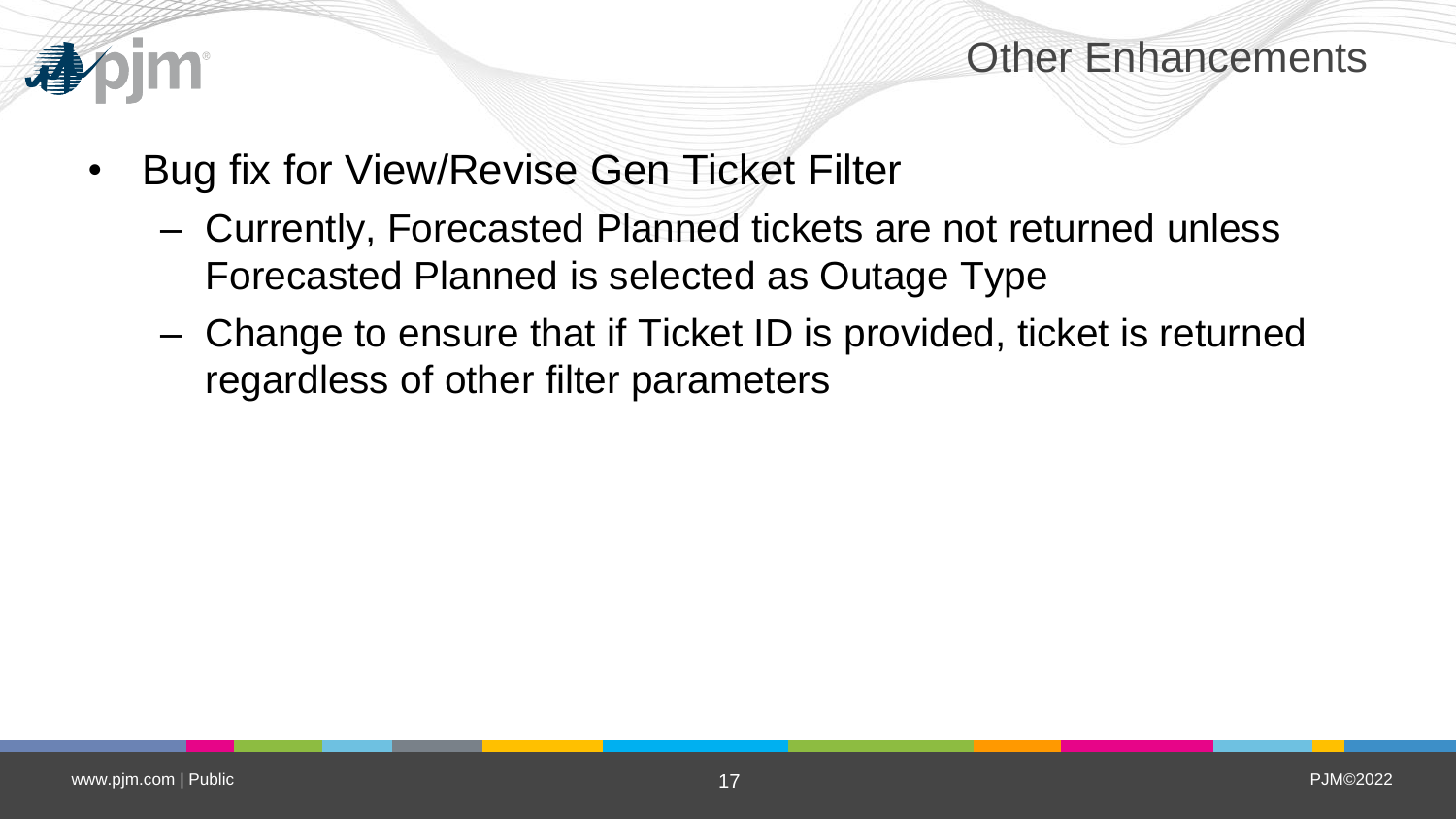# Other Enhancements

- Bug fix for View/Revise Gen Ticket Filter
  - Currently, Forecasted Planned tickets are not returned unless Forecasted Planned is selected as Outage Type
  - Change to ensure that if Ticket ID is provided, ticket is returned regardless of other filter parameters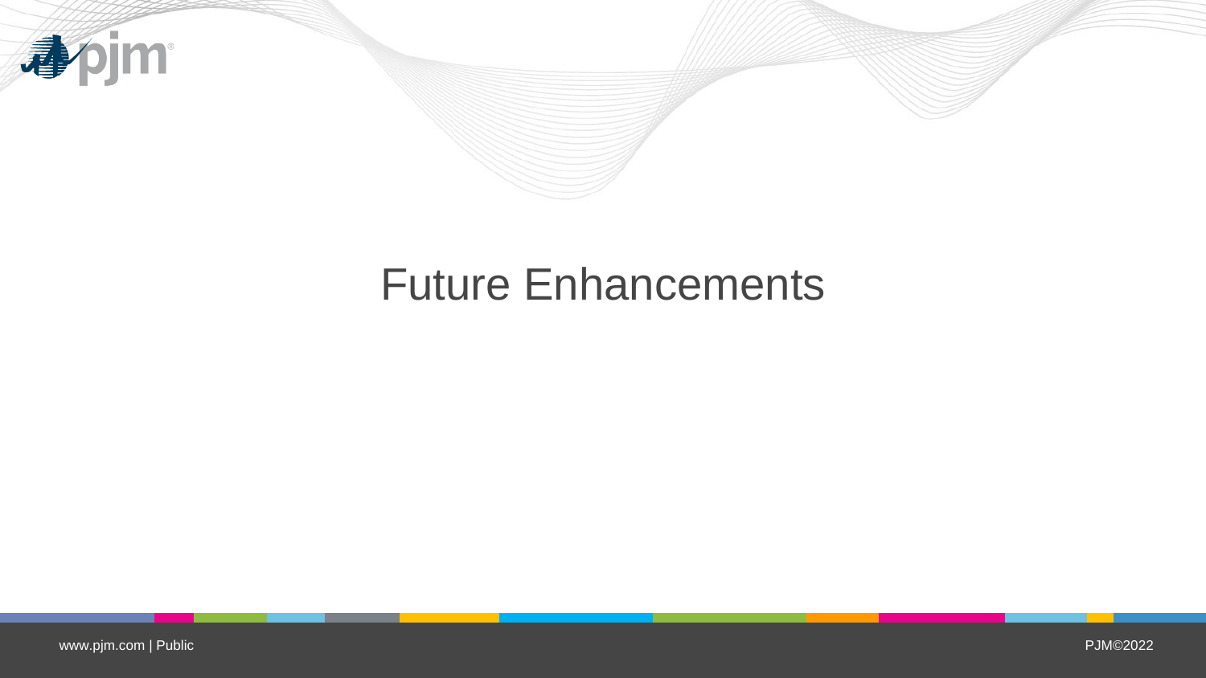# Future Enhancements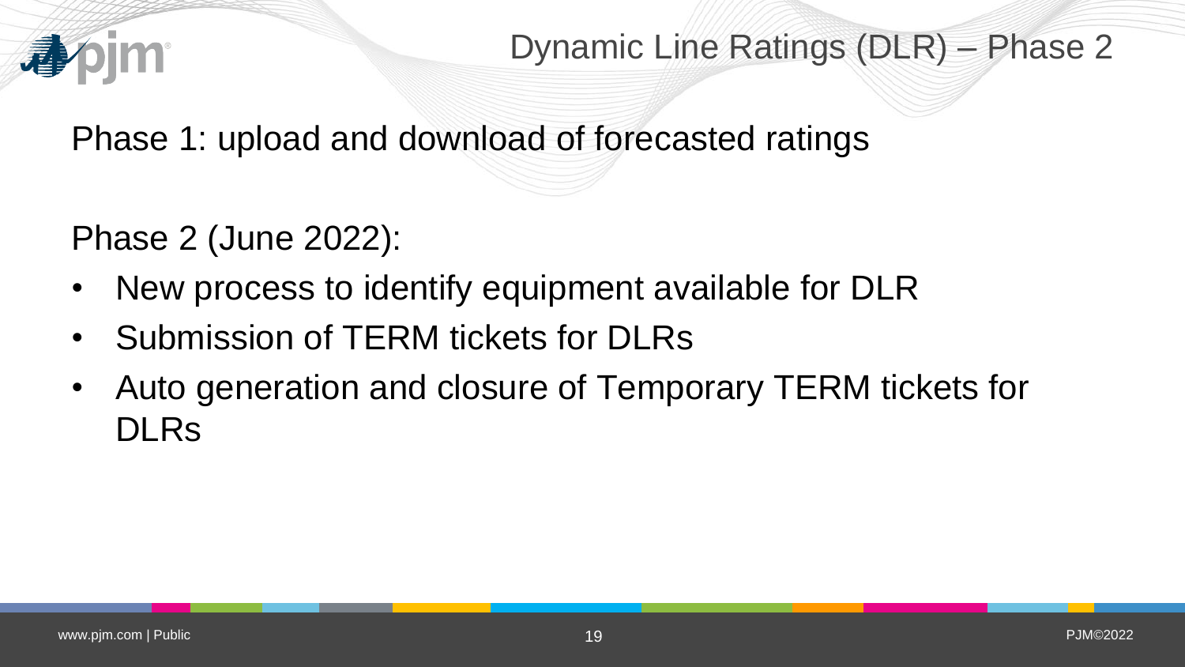# Dynamic Line Ratings (DLR) – Phase 2

Phase 1: upload and download of forecasted ratings

Phase 2 (June 2022):

- New process to identify equipment available for DLR
- Submission of TERM tickets for DLRs
- Auto generation and closure of Temporary TERM tickets for DLRs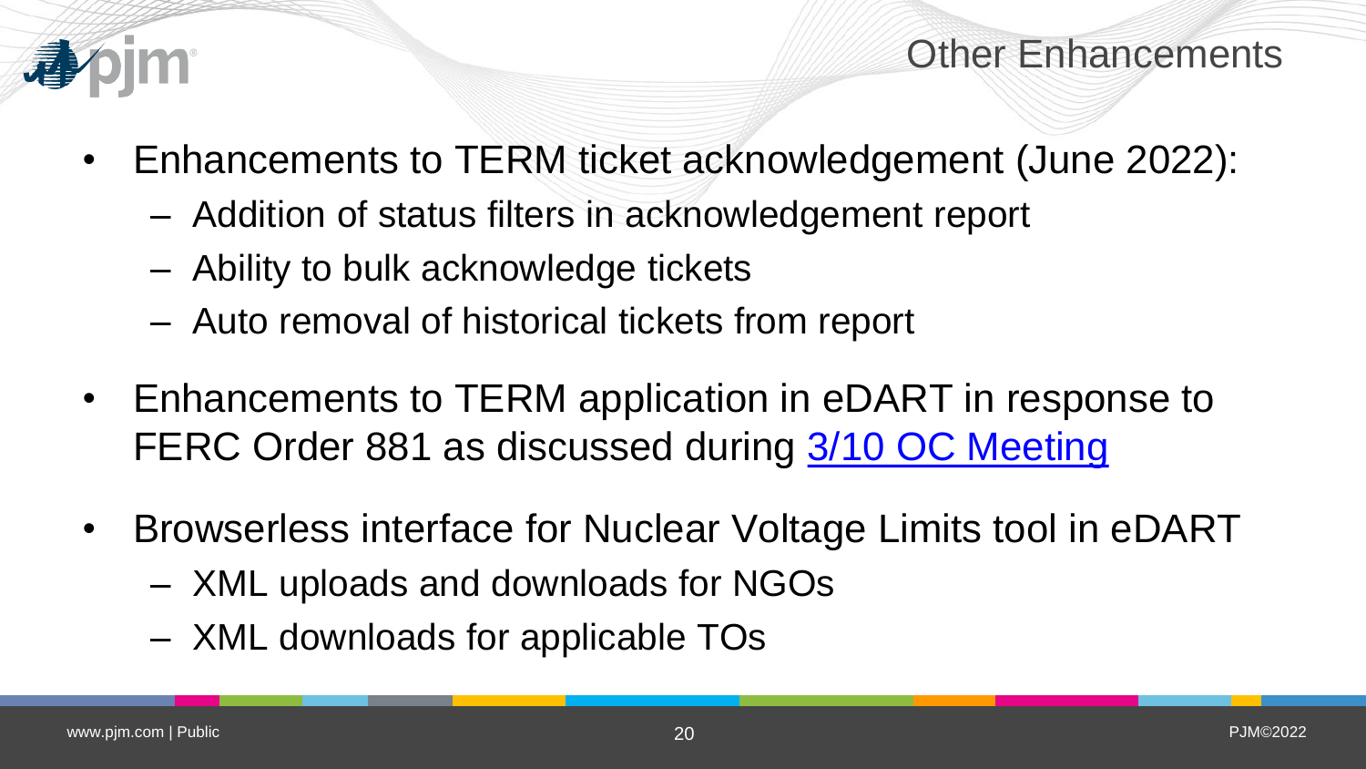# Other Enhancements

- Enhancements to TERM ticket acknowledgement (June 2022):
  - Addition of status filters in acknowledgement report
  - Ability to bulk acknowledge tickets
  - Auto removal of historical tickets from report
- Enhancements to TERM application in eDART in response to FERC Order 881 as discussed during [3/10 OC Meeting]
- Browserless interface for Nuclear Voltage Limits tool in eDART
  - XML uploads and downloads for NGOs
  - XML downloads for applicable TOs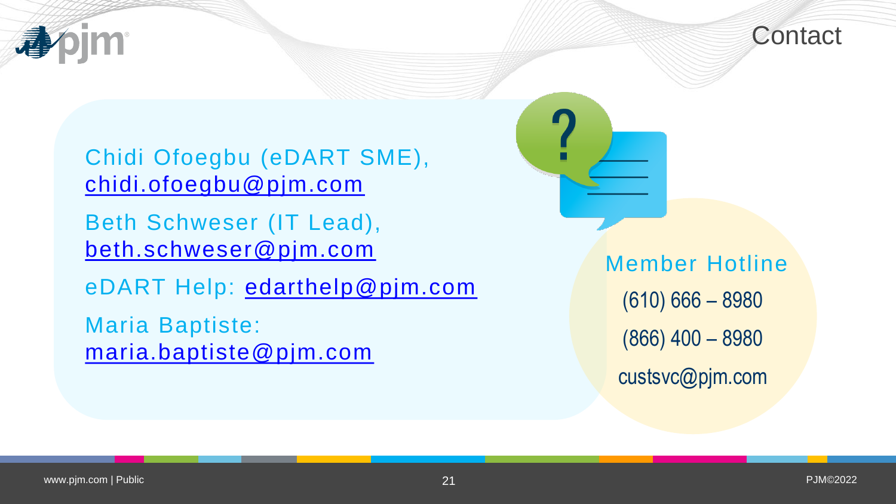# Contact

Chidi Ofoegbu (eDART SME), chidi.ofoegbu@pjm.com

Beth Schweser (IT Lead), beth.schweser@pjm.com

eDART Help: edarthelp@pjm.com

Maria Baptiste: maria.baptiste@pjm.com

Member Hotline

(610) 666 – 8980

(866) 400 – 8980

custsvc@pjm.com